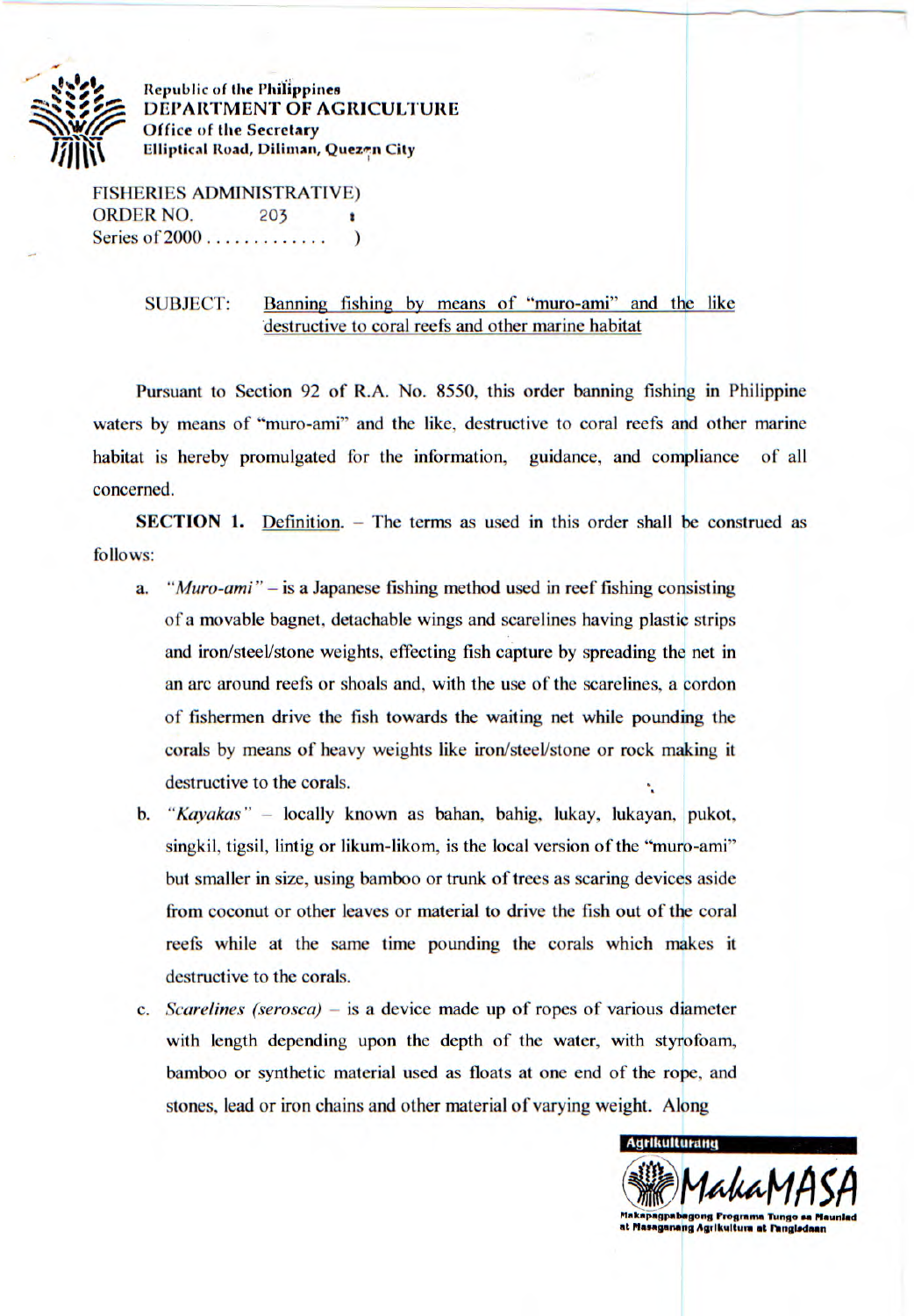Republic of the Philippines
**DEPARTMENT OF AGRICULTURE**
**Office of the Secretary**
**Elliptical Road, Diliman, Quezon City**

FISHERIES ADMINISTRATIVE)
ORDER NO. 203 :
Series of 2000 . . . . . . . . . . . . )

SUBJECT: Banning fishing by means of "muro-ami" and the like destructive to coral reefs and other marine habitat

Pursuant to Section 92 of R.A. No. 8550, this order banning fishing in Philippine waters by means of "muro-ami" and the like, destructive to coral reefs and other marine habitat is hereby promulgated for the information, guidance, and compliance of all concerned.

**SECTION 1.** Definition. – The terms as used in this order shall be construed as follows:

a. *"Muro-ami"* – is a Japanese fishing method used in reef fishing consisting of a movable bagnet, detachable wings and scarelines having plastic strips and iron/steel/stone weights, effecting fish capture by spreading the net in an arc around reefs or shoals and, with the use of the scarelines, a cordon of fishermen drive the fish towards the waiting net while pounding the corals by means of heavy weights like iron/steel/stone or rock making it destructive to the corals.

b. *"Kayakas"* – locally known as bahan, bahig, lukay, lukayan, pukot, singkil, tigsil, lintig or likum-likom, is the local version of the "muro-ami" but smaller in size, using bamboo or trunk of trees as scaring devices aside from coconut or other leaves or material to drive the fish out of the coral reefs while at the same time pounding the corals which makes it destructive to the corals.

c. *Scarelines (serosca)* – is a device made up of ropes of various diameter with length depending upon the depth of the water, with styrofoam, bamboo or synthetic material used as floats at one end of the rope, and stones, lead or iron chains and other material of varying weight. Along

Agrikulturang MakaMASA
Makapagpabagong Programa Tungo sa Maunlad at Masaganang Agrikultura at Pangisdaan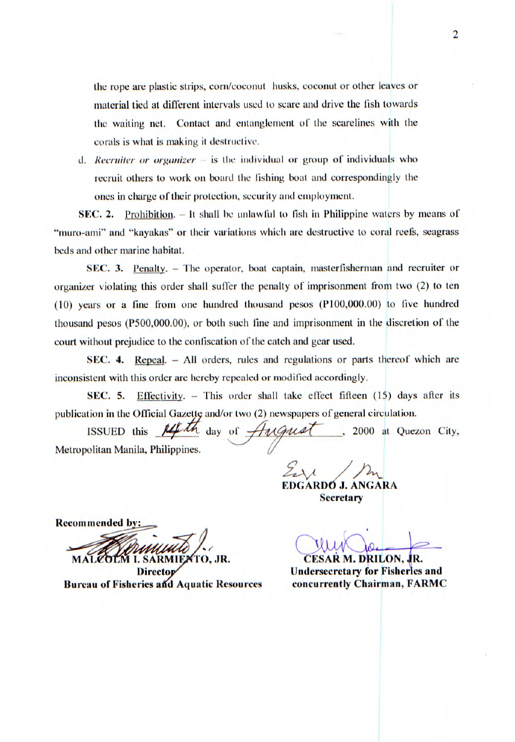the rope are plastic strips, corn/coconut husks, coconut or other leaves or material tied at different intervals used to scare and drive the fish towards the waiting net. Contact and entanglement of the scarelines with the corals is what is making it destructive.

d. *Recruiter or organizer* – is the individual or group of individuals who recruit others to work on board the fishing boat and correspondingly the ones in charge of their protection, security and employment.

**SEC. 2.** Prohibition. – It shall be unlawful to fish in Philippine waters by means of "muro-ami" and "kayakas" or their variations which are destructive to coral reefs, seagrass beds and other marine habitat.

**SEC. 3.** Penalty. – The operator, boat captain, masterfisherman and recruiter or organizer violating this order shall suffer the penalty of imprisonment from two (2) to ten (10) years or a fine from one hundred thousand pesos (P100,000.00) to five hundred thousand pesos (P500,000.00), or both such fine and imprisonment in the discretion of the court without prejudice to the confiscation of the catch and gear used.

**SEC. 4.** Repeal. – All orders, rules and regulations or parts thereof which are inconsistent with this order are hereby repealed or modified accordingly.

**SEC. 5.** Effectivity. – This order shall take effect fifteen (15) days after its publication in the Official Gazette and/or two (2) newspapers of general circulation.

ISSUED this 14th day of August, 2000 at Quezon City, Metropolitan Manila, Philippines.

**EDGARDO J. ANGARA**
**Secretary**

**Recommended by:**

**MALCOLM I. SARMIENTO, JR.**
**Director**
**Bureau of Fisheries and Aquatic Resources**

**CESAR M. DRILON, JR.**
**Undersecretary for Fisheries and concurrently Chairman, FARMC**